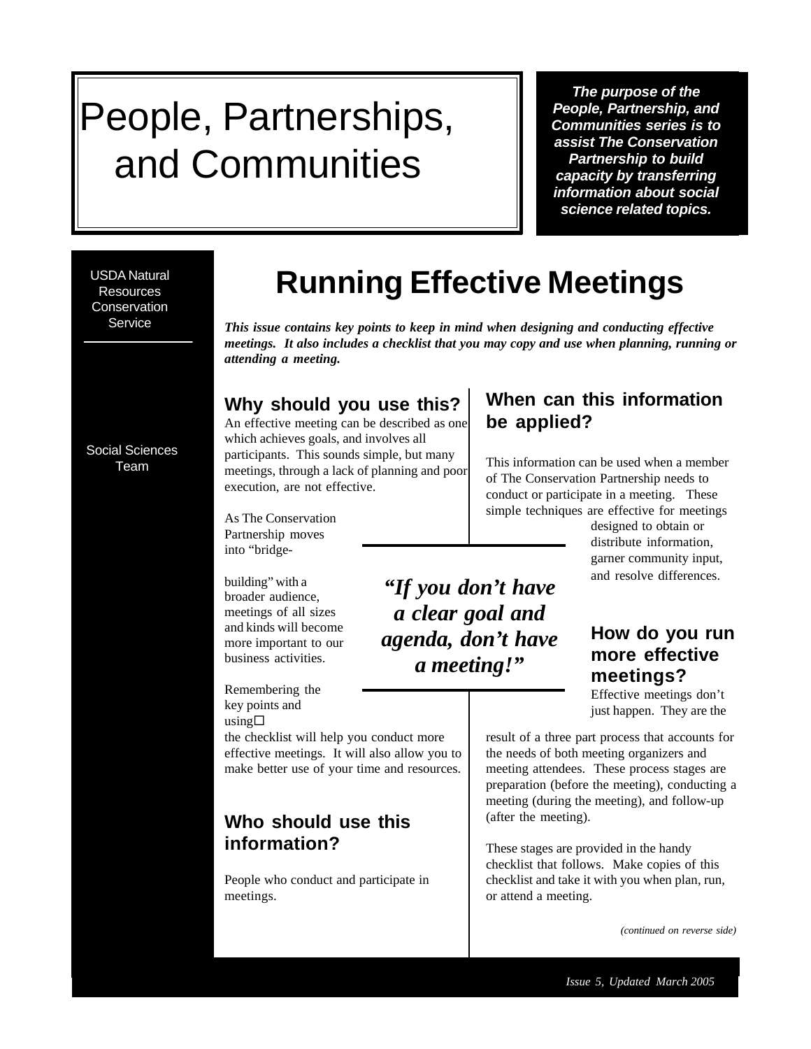# People, Partnerships, and Communities

***The purpose of the People, Partnership, and Communities series is to assist The Conservation Partnership to build capacity by transferring information about social science related topics.***

USDA Natural Resources Conservation Service

Social Sciences Team

## Running Effective Meetings

***This issue contains key points to keep in mind when designing and conducting effective meetings. It also includes a checklist that you may copy and use when planning, running or attending a meeting.***

### Why should you use this?

An effective meeting can be described as one which achieves goals, and involves all participants. This sounds simple, but many meetings, through a lack of planning and poor execution, are not effective.

As The Conservation Partnership moves into "bridge-building" with a broader audience, meetings of all sizes and kinds will become more important to our business activities.

Remembering the key points and using the checklist will help you conduct more effective meetings. It will also allow you to make better use of your time and resources.

### Who should use this information?

People who conduct and participate in meetings.

> ***"If you don't have a clear goal and agenda, don't have a meeting!"***

### When can this information be applied?

This information can be used when a member of The Conservation Partnership needs to conduct or participate in a meeting. These simple techniques are effective for meetings designed to obtain or distribute information, garner community input, and resolve differences.

### How do you run more effective meetings?

Effective meetings don't just happen. They are the result of a three part process that accounts for the needs of both meeting organizers and meeting attendees. These process stages are preparation (before the meeting), conducting a meeting (during the meeting), and follow-up (after the meeting).

These stages are provided in the handy checklist that follows. Make copies of this checklist and take it with you when plan, run, or attend a meeting.

*(continued on reverse side)*

*Issue 5, Updated March 2005*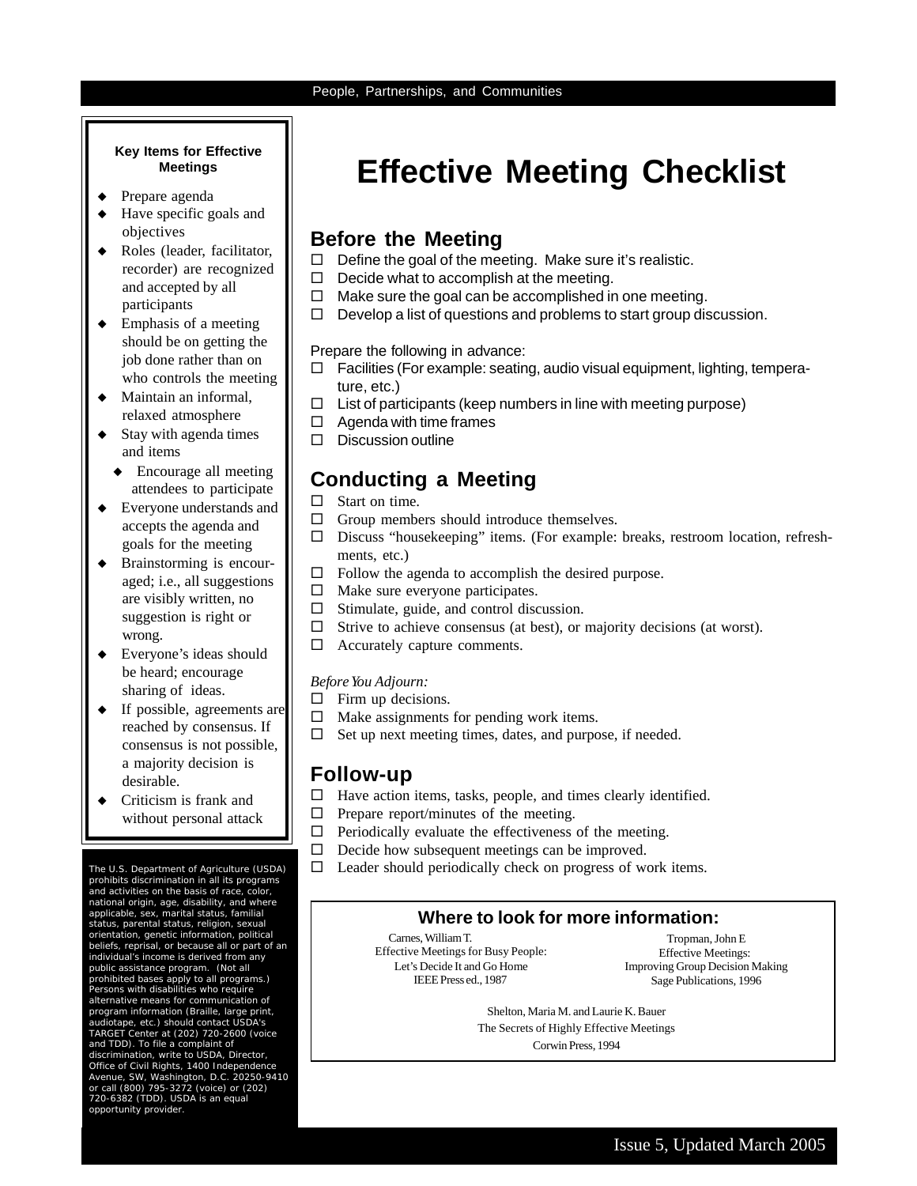# Effective Meeting Checklist

## Before the Meeting

- ☐ Define the goal of the meeting. Make sure it's realistic.
- ☐ Decide what to accomplish at the meeting.
- ☐ Make sure the goal can be accomplished in one meeting.
- ☐ Develop a list of questions and problems to start group discussion.

Prepare the following in advance:

- ☐ Facilities (For example: seating, audio visual equipment, lighting, temperature, etc.)
- ☐ List of participants (keep numbers in line with meeting purpose)
- ☐ Agenda with time frames
- ☐ Discussion outline

## Conducting a Meeting

- ☐ Start on time.
- ☐ Group members should introduce themselves.
- ☐ Discuss "housekeeping" items. (For example: breaks, restroom location, refreshments, etc.)
- ☐ Follow the agenda to accomplish the desired purpose.
- ☐ Make sure everyone participates.
- ☐ Stimulate, guide, and control discussion.
- ☐ Strive to achieve consensus (at best), or majority decisions (at worst).
- ☐ Accurately capture comments.

*Before You Adjourn:*

- ☐ Firm up decisions.
- ☐ Make assignments for pending work items.
- ☐ Set up next meeting times, dates, and purpose, if needed.

## Follow-up

- ☐ Have action items, tasks, people, and times clearly identified.
- ☐ Prepare report/minutes of the meeting.
- ☐ Periodically evaluate the effectiveness of the meeting.
- ☐ Decide how subsequent meetings can be improved.
- ☐ Leader should periodically check on progress of work items.

### Where to look for more information:

Carnes, William T.
Effective Meetings for Busy People:
Let's Decide It and Go Home
IEEE Press ed., 1987

Tropman, John E
Effective Meetings:
Improving Group Decision Making
Sage Publications, 1996

Shelton, Maria M. and Laurie K. Bauer
The Secrets of Highly Effective Meetings
Corwin Press, 1994

**Key Items for Effective Meetings**

- Prepare agenda
- Have specific goals and objectives
- Roles (leader, facilitator, recorder) are recognized and accepted by all participants
- Emphasis of a meeting should be on getting the job done rather than on who controls the meeting
- Maintain an informal, relaxed atmosphere
- Stay with agenda times and items
- Encourage all meeting attendees to participate
- Everyone understands and accepts the agenda and goals for the meeting
- Brainstorming is encouraged; i.e., all suggestions are visibly written, no suggestion is right or wrong.
- Everyone's ideas should be heard; encourage sharing of ideas.
- If possible, agreements are reached by consensus. If consensus is not possible, a majority decision is desirable.
- Criticism is frank and without personal attack

The U.S. Department of Agriculture (USDA) prohibits discrimination in all its programs and activities on the basis of race, color, national origin, age, disability, and where applicable, sex, marital status, familial status, parental status, religion, sexual orientation, genetic information, political beliefs, reprisal, or because all or part of an individual's income is derived from any public assistance program. (Not all prohibited bases apply to all programs.) Persons with disabilities who require alternative means for communication of program information (Braille, large print, audiotape, etc.) should contact USDA's TARGET Center at (202) 720-2600 (voice and TDD). To file a complaint of discrimination, write to USDA, Director, Office of Civil Rights, 1400 Independence Avenue, SW, Washington, D.C. 20250-9410 or call (800) 795-3272 (voice) or (202) 720-6382 (TDD). USDA is an equal opportunity provider.